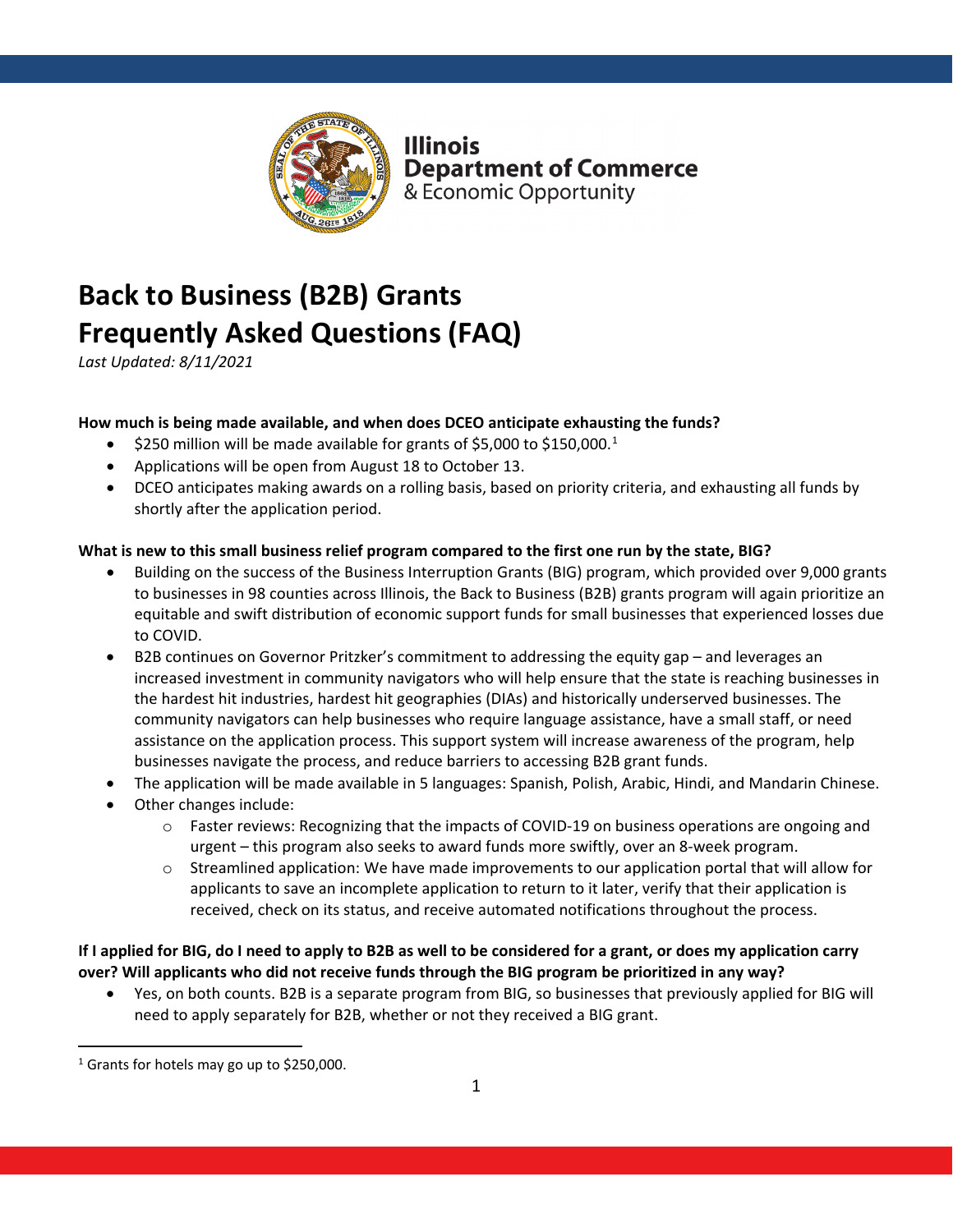**Illinois Department of Commerce & Economic Opportunity**

# Back to Business (B2B) Grants Frequently Asked Questions (FAQ)

*Last Updated: 8/11/2021*

**How much is being made available, and when does DCEO anticipate exhausting the funds?**

- $250 million will be made available for grants of $5,000 to $150,000.[1]
- Applications will be open from August 18 to October 13.
- DCEO anticipates making awards on a rolling basis, based on priority criteria, and exhausting all funds by shortly after the application period.

**What is new to this small business relief program compared to the first one run by the state, BIG?**

- Building on the success of the Business Interruption Grants (BIG) program, which provided over 9,000 grants to businesses in 98 counties across Illinois, the Back to Business (B2B) grants program will again prioritize an equitable and swift distribution of economic support funds for small businesses that experienced losses due to COVID.
- B2B continues on Governor Pritzker's commitment to addressing the equity gap – and leverages an increased investment in community navigators who will help ensure that the state is reaching businesses in the hardest hit industries, hardest hit geographies (DIAs) and historically underserved businesses. The community navigators can help businesses who require language assistance, have a small staff, or need assistance on the application process. This support system will increase awareness of the program, help businesses navigate the process, and reduce barriers to accessing B2B grant funds.
- The application will be made available in 5 languages: Spanish, Polish, Arabic, Hindi, and Mandarin Chinese.
- Other changes include:
  - Faster reviews: Recognizing that the impacts of COVID-19 on business operations are ongoing and urgent – this program also seeks to award funds more swiftly, over an 8-week program.
  - Streamlined application: We have made improvements to our application portal that will allow for applicants to save an incomplete application to return to it later, verify that their application is received, check on its status, and receive automated notifications throughout the process.

**If I applied for BIG, do I need to apply to B2B as well to be considered for a grant, or does my application carry over? Will applicants who did not receive funds through the BIG program be prioritized in any way?**

- Yes, on both counts. B2B is a separate program from BIG, so businesses that previously applied for BIG will need to apply separately for B2B, whether or not they received a BIG grant.

[1] Grants for hotels may go up to $250,000.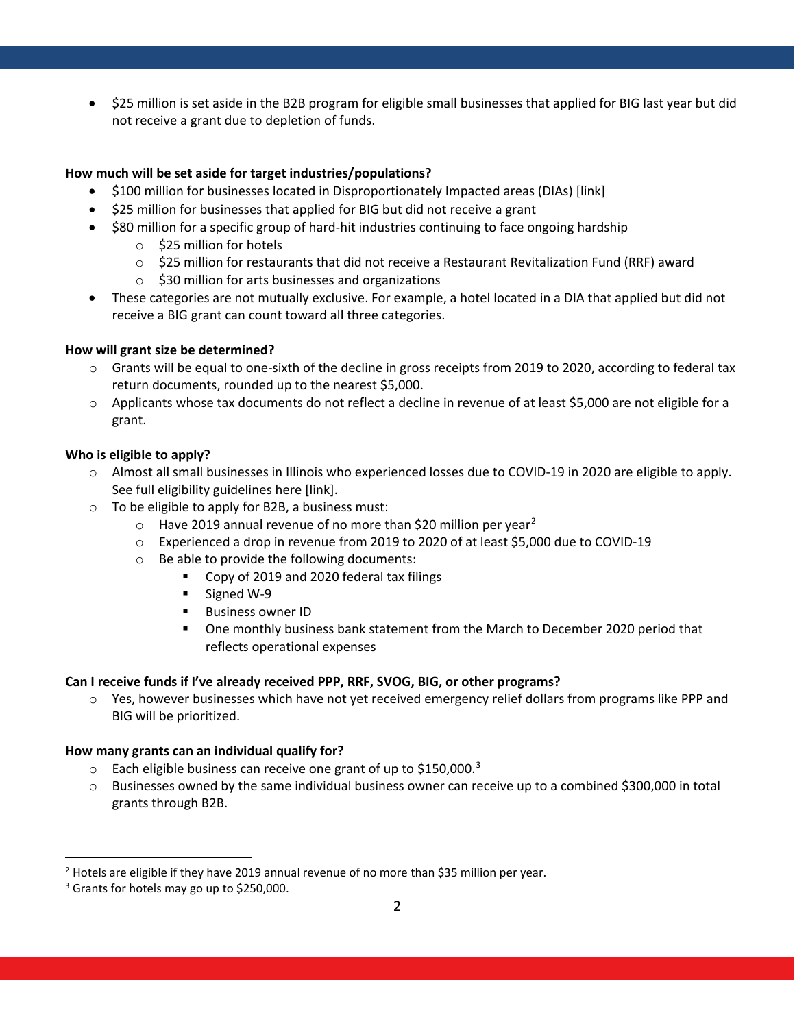- $25 million is set aside in the B2B program for eligible small businesses that applied for BIG last year but did not receive a grant due to depletion of funds.

**How much will be set aside for target industries/populations?**

- $100 million for businesses located in Disproportionately Impacted areas (DIAs) [link]
- $25 million for businesses that applied for BIG but did not receive a grant
- $80 million for a specific group of hard-hit industries continuing to face ongoing hardship
  - $25 million for hotels
  - $25 million for restaurants that did not receive a Restaurant Revitalization Fund (RRF) award
  - $30 million for arts businesses and organizations
- These categories are not mutually exclusive. For example, a hotel located in a DIA that applied but did not receive a BIG grant can count toward all three categories.

**How will grant size be determined?**

- Grants will be equal to one-sixth of the decline in gross receipts from 2019 to 2020, according to federal tax return documents, rounded up to the nearest $5,000.
- Applicants whose tax documents do not reflect a decline in revenue of at least $5,000 are not eligible for a grant.

**Who is eligible to apply?**

- Almost all small businesses in Illinois who experienced losses due to COVID-19 in 2020 are eligible to apply. See full eligibility guidelines here [link].
- To be eligible to apply for B2B, a business must:
  - Have 2019 annual revenue of no more than $20 million per year[2]
  - Experienced a drop in revenue from 2019 to 2020 of at least $5,000 due to COVID-19
  - Be able to provide the following documents:
    - Copy of 2019 and 2020 federal tax filings
    - Signed W-9
    - Business owner ID
    - One monthly business bank statement from the March to December 2020 period that reflects operational expenses

**Can I receive funds if I've already received PPP, RRF, SVOG, BIG, or other programs?**

- Yes, however businesses which have not yet received emergency relief dollars from programs like PPP and BIG will be prioritized.

**How many grants can an individual qualify for?**

- Each eligible business can receive one grant of up to $150,000.[3]
- Businesses owned by the same individual business owner can receive up to a combined $300,000 in total grants through B2B.

---

[2] Hotels are eligible if they have 2019 annual revenue of no more than $35 million per year.

[3] Grants for hotels may go up to $250,000.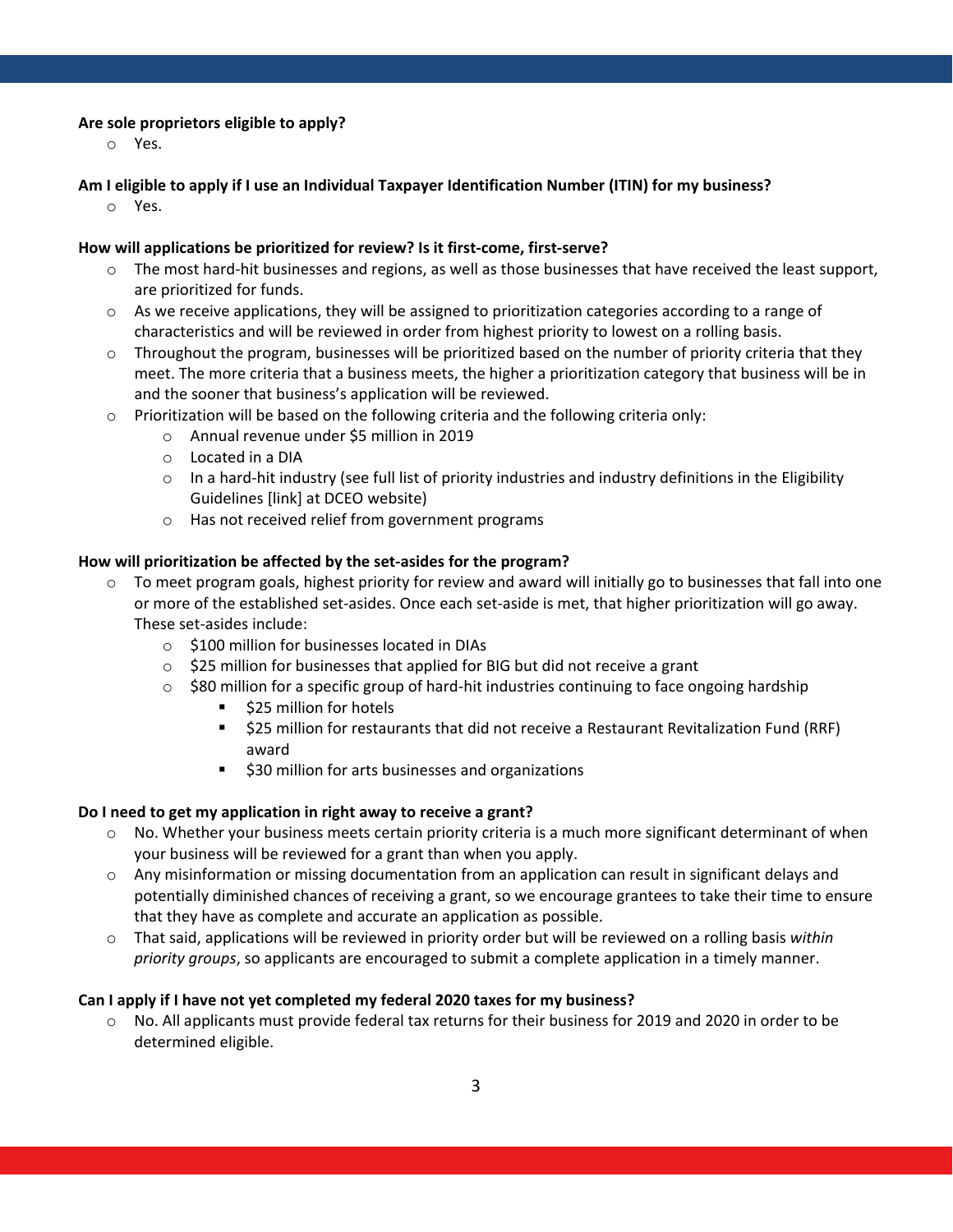**Are sole proprietors eligible to apply?**

- Yes.

**Am I eligible to apply if I use an Individual Taxpayer Identification Number (ITIN) for my business?**

- Yes.

**How will applications be prioritized for review? Is it first-come, first-serve?**

- The most hard-hit businesses and regions, as well as those businesses that have received the least support, are prioritized for funds.
- As we receive applications, they will be assigned to prioritization categories according to a range of characteristics and will be reviewed in order from highest priority to lowest on a rolling basis.
- Throughout the program, businesses will be prioritized based on the number of priority criteria that they meet. The more criteria that a business meets, the higher a prioritization category that business will be in and the sooner that business's application will be reviewed.
- Prioritization will be based on the following criteria and the following criteria only:
  - Annual revenue under $5 million in 2019
  - Located in a DIA
  - In a hard-hit industry (see full list of priority industries and industry definitions in the Eligibility Guidelines [link] at DCEO website)
  - Has not received relief from government programs

**How will prioritization be affected by the set-asides for the program?**

- To meet program goals, highest priority for review and award will initially go to businesses that fall into one or more of the established set-asides. Once each set-aside is met, that higher prioritization will go away. These set-asides include:
  - $100 million for businesses located in DIAs
  - $25 million for businesses that applied for BIG but did not receive a grant
  - $80 million for a specific group of hard-hit industries continuing to face ongoing hardship
    - $25 million for hotels
    - $25 million for restaurants that did not receive a Restaurant Revitalization Fund (RRF) award
    - $30 million for arts businesses and organizations

**Do I need to get my application in right away to receive a grant?**

- No. Whether your business meets certain priority criteria is a much more significant determinant of when your business will be reviewed for a grant than when you apply.
- Any misinformation or missing documentation from an application can result in significant delays and potentially diminished chances of receiving a grant, so we encourage grantees to take their time to ensure that they have as complete and accurate an application as possible.
- That said, applications will be reviewed in priority order but will be reviewed on a rolling basis *within priority groups*, so applicants are encouraged to submit a complete application in a timely manner.

**Can I apply if I have not yet completed my federal 2020 taxes for my business?**

- No. All applicants must provide federal tax returns for their business for 2019 and 2020 in order to be determined eligible.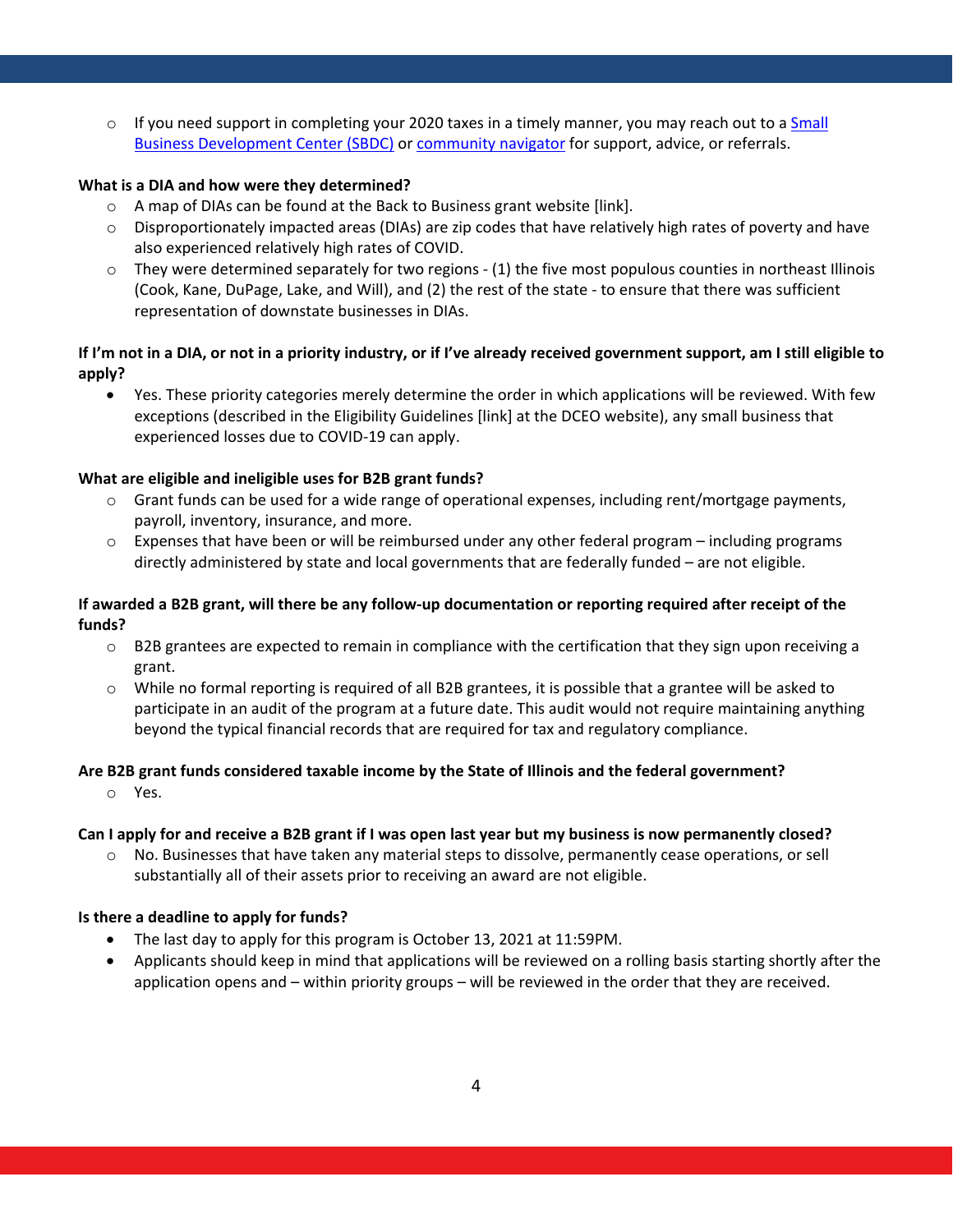- If you need support in completing your 2020 taxes in a timely manner, you may reach out to a [Small Business Development Center (SBDC)]() or [community navigator]() for support, advice, or referrals.

**What is a DIA and how were they determined?**

- A map of DIAs can be found at the Back to Business grant website [link].
- Disproportionately impacted areas (DIAs) are zip codes that have relatively high rates of poverty and have also experienced relatively high rates of COVID.
- They were determined separately for two regions - (1) the five most populous counties in northeast Illinois (Cook, Kane, DuPage, Lake, and Will), and (2) the rest of the state - to ensure that there was sufficient representation of downstate businesses in DIAs.

**If I'm not in a DIA, or not in a priority industry, or if I've already received government support, am I still eligible to apply?**

- Yes. These priority categories merely determine the order in which applications will be reviewed. With few exceptions (described in the Eligibility Guidelines [link] at the DCEO website), any small business that experienced losses due to COVID-19 can apply.

**What are eligible and ineligible uses for B2B grant funds?**

- Grant funds can be used for a wide range of operational expenses, including rent/mortgage payments, payroll, inventory, insurance, and more.
- Expenses that have been or will be reimbursed under any other federal program – including programs directly administered by state and local governments that are federally funded – are not eligible.

**If awarded a B2B grant, will there be any follow-up documentation or reporting required after receipt of the funds?**

- B2B grantees are expected to remain in compliance with the certification that they sign upon receiving a grant.
- While no formal reporting is required of all B2B grantees, it is possible that a grantee will be asked to participate in an audit of the program at a future date. This audit would not require maintaining anything beyond the typical financial records that are required for tax and regulatory compliance.

**Are B2B grant funds considered taxable income by the State of Illinois and the federal government?**

- Yes.

**Can I apply for and receive a B2B grant if I was open last year but my business is now permanently closed?**

- No. Businesses that have taken any material steps to dissolve, permanently cease operations, or sell substantially all of their assets prior to receiving an award are not eligible.

**Is there a deadline to apply for funds?**

- The last day to apply for this program is October 13, 2021 at 11:59PM.
- Applicants should keep in mind that applications will be reviewed on a rolling basis starting shortly after the application opens and – within priority groups – will be reviewed in the order that they are received.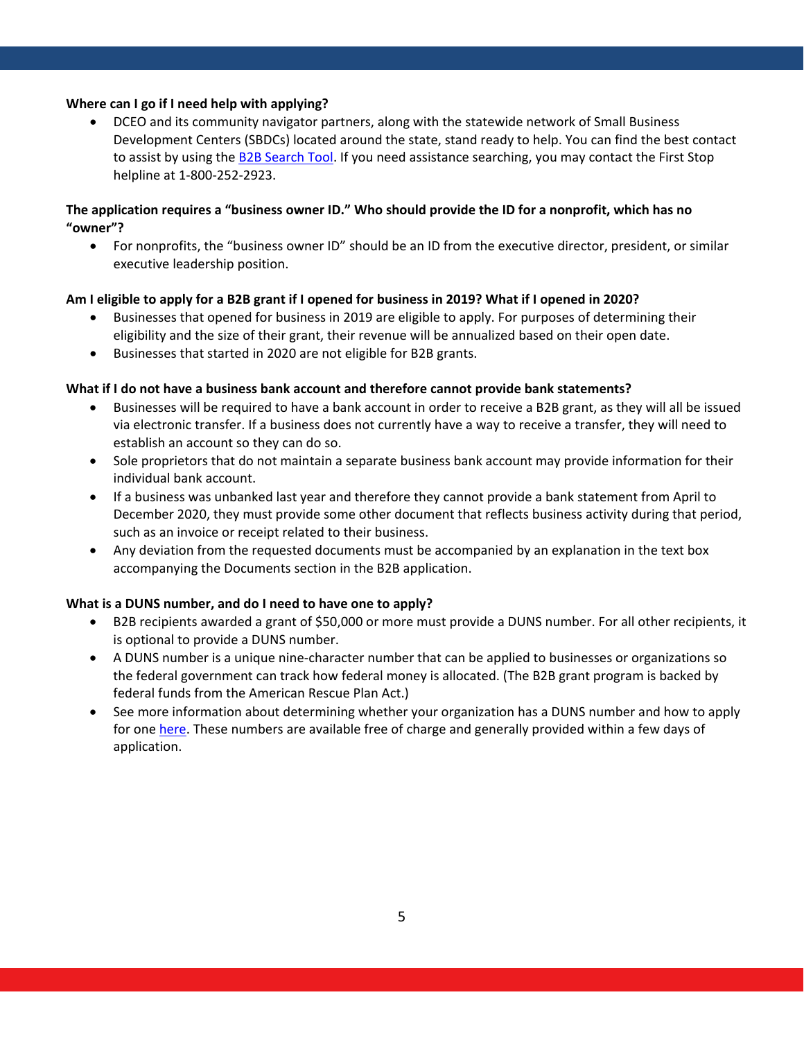**Where can I go if I need help with applying?**

- DCEO and its community navigator partners, along with the statewide network of Small Business Development Centers (SBDCs) located around the state, stand ready to help. You can find the best contact to assist by using the B2B Search Tool. If you need assistance searching, you may contact the First Stop helpline at 1-800-252-2923.

**The application requires a "business owner ID." Who should provide the ID for a nonprofit, which has no "owner"?**

- For nonprofits, the "business owner ID" should be an ID from the executive director, president, or similar executive leadership position.

**Am I eligible to apply for a B2B grant if I opened for business in 2019? What if I opened in 2020?**

- Businesses that opened for business in 2019 are eligible to apply. For purposes of determining their eligibility and the size of their grant, their revenue will be annualized based on their open date.
- Businesses that started in 2020 are not eligible for B2B grants.

**What if I do not have a business bank account and therefore cannot provide bank statements?**

- Businesses will be required to have a bank account in order to receive a B2B grant, as they will all be issued via electronic transfer. If a business does not currently have a way to receive a transfer, they will need to establish an account so they can do so.
- Sole proprietors that do not maintain a separate business bank account may provide information for their individual bank account.
- If a business was unbanked last year and therefore they cannot provide a bank statement from April to December 2020, they must provide some other document that reflects business activity during that period, such as an invoice or receipt related to their business.
- Any deviation from the requested documents must be accompanied by an explanation in the text box accompanying the Documents section in the B2B application.

**What is a DUNS number, and do I need to have one to apply?**

- B2B recipients awarded a grant of $50,000 or more must provide a DUNS number. For all other recipients, it is optional to provide a DUNS number.
- A DUNS number is a unique nine-character number that can be applied to businesses or organizations so the federal government can track how federal money is allocated. (The B2B grant program is backed by federal funds from the American Rescue Plan Act.)
- See more information about determining whether your organization has a DUNS number and how to apply for one here. These numbers are available free of charge and generally provided within a few days of application.